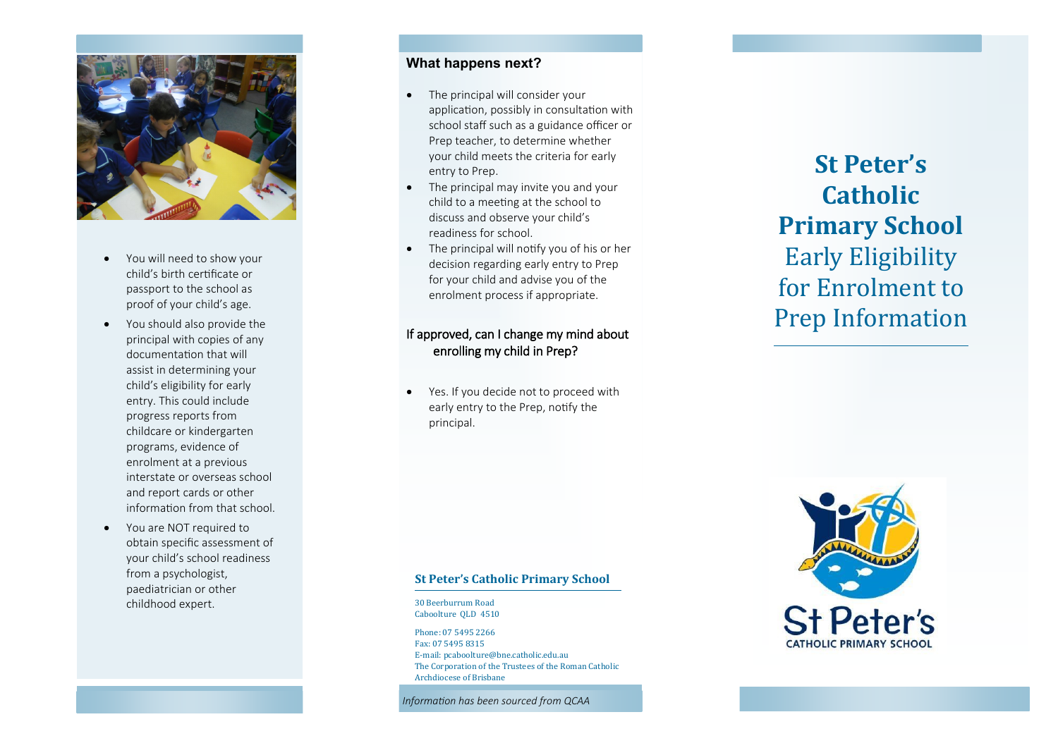- You will need to show your child's birth certificate or passport to the school as proof of your child's age.
- You should also provide the principal with copies of any documentation that will assist in determining your child's eligibility for early entry. This could include progress reports from childcare or kindergarten programs, evidence of enrolment at a previous interstate or overseas school and report cards or other information from that school.
- You are NOT required to obtain specific assessment of your child's school readiness from a psychologist, paediatrician or other childhood expert.

### What happens next?

- The principal will consider your application, possibly in consultation with school staff such as a guidance officer or Prep teacher, to determine whether your child meets the criteria for early entry to Prep.
- The principal may invite you and your child to a meeting at the school to discuss and observe your child's readiness for school.
- The principal will notify you of his or her decision regarding early entry to Prep for your child and advise you of the enrolment process if appropriate.

### If approved, can I change my mind about enrolling my child in Prep?

- Yes. If you decide not to proceed with early entry to the Prep, notify the principal.

**St Peter's Catholic Primary School**

30 Beerburrum Road
Caboolture QLD 4510

Phone: 07 5495 2266
Fax: 07 5495 8315
E-mail: pcaboolture@bne.catholic.edu.au
The Corporation of the Trustees of the Roman Catholic Archdiocese of Brisbane

*Information has been sourced from QCAA*

# St Peter's Catholic Primary School

## Early Eligibility for Enrolment to Prep Information

St Peter's
CATHOLIC PRIMARY SCHOOL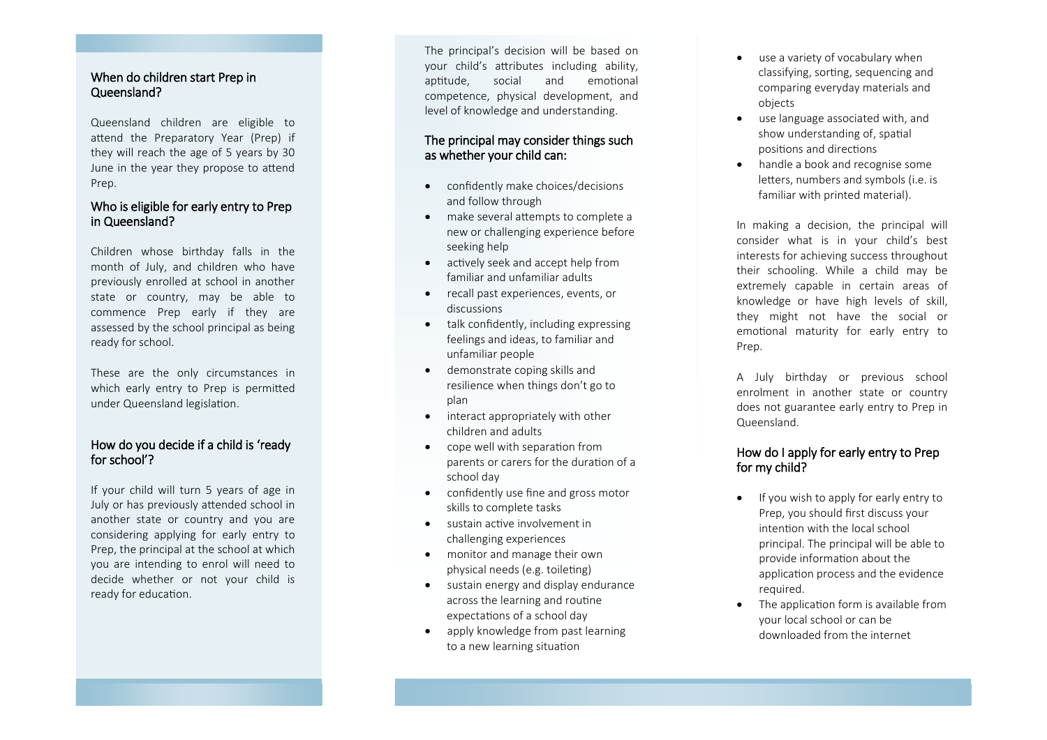## When do children start Prep in Queensland?

Queensland children are eligible to attend the Preparatory Year (Prep) if they will reach the age of 5 years by 30 June in the year they propose to attend Prep.

## Who is eligible for early entry to Prep in Queensland?

Children whose birthday falls in the month of July, and children who have previously enrolled at school in another state or country, may be able to commence Prep early if they are assessed by the school principal as being ready for school.

These are the only circumstances in which early entry to Prep is permitted under Queensland legislation.

## How do you decide if a child is 'ready for school'?

If your child will turn 5 years of age in July or has previously attended school in another state or country and you are considering applying for early entry to Prep, the principal at the school at which you are intending to enrol will need to decide whether or not your child is ready for education.

The principal's decision will be based on your child's attributes including ability, aptitude, social and emotional competence, physical development, and level of knowledge and understanding.

## The principal may consider things such as whether your child can:

- confidently make choices/decisions and follow through
- make several attempts to complete a new or challenging experience before seeking help
- actively seek and accept help from familiar and unfamiliar adults
- recall past experiences, events, or discussions
- talk confidently, including expressing feelings and ideas, to familiar and unfamiliar people
- demonstrate coping skills and resilience when things don't go to plan
- interact appropriately with other children and adults
- cope well with separation from parents or carers for the duration of a school day
- confidently use fine and gross motor skills to complete tasks
- sustain active involvement in challenging experiences
- monitor and manage their own physical needs (e.g. toileting)
- sustain energy and display endurance across the learning and routine expectations of a school day
- apply knowledge from past learning to a new learning situation
- use a variety of vocabulary when classifying, sorting, sequencing and comparing everyday materials and objects
- use language associated with, and show understanding of, spatial positions and directions
- handle a book and recognise some letters, numbers and symbols (i.e. is familiar with printed material).

In making a decision, the principal will consider what is in your child's best interests for achieving success throughout their schooling. While a child may be extremely capable in certain areas of knowledge or have high levels of skill, they might not have the social or emotional maturity for early entry to Prep.

A July birthday or previous school enrolment in another state or country does not guarantee early entry to Prep in Queensland.

## How do I apply for early entry to Prep for my child?

- If you wish to apply for early entry to Prep, you should first discuss your intention with the local school principal. The principal will be able to provide information about the application process and the evidence required.
- The application form is available from your local school or can be downloaded from the internet